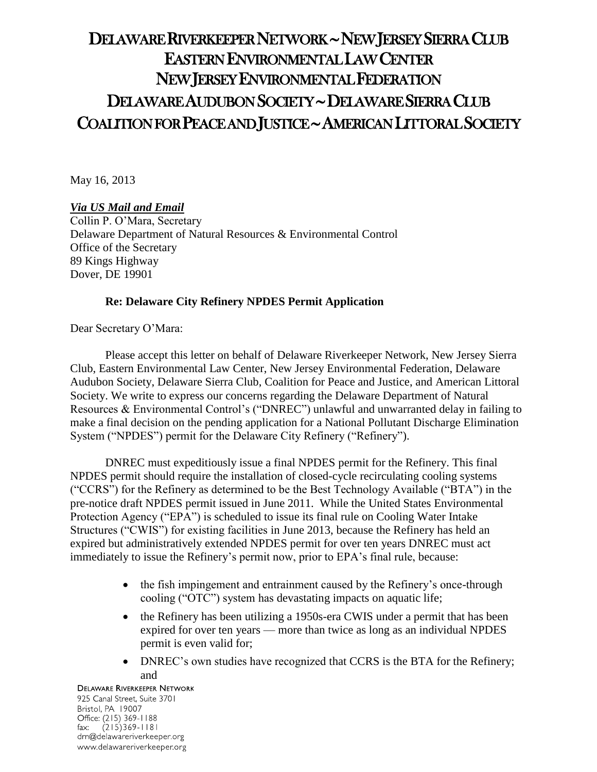# DELAWARE RIVERKEEPER NETWORK ~ NEW JERSEY SIERRA CLUB
# EASTERN ENVIRONMENTAL LAW CENTER
# NEW JERSEY ENVIRONMENTAL FEDERATION
# DELAWARE AUDUBON SOCIETY ~ DELAWARE SIERRA CLUB
# COALITION FOR PEACE AND JUSTICE ~ AMERICAN LITTORAL SOCIETY

May 16, 2013

***Via US Mail and Email***
Collin P. O'Mara, Secretary
Delaware Department of Natural Resources & Environmental Control
Office of the Secretary
89 Kings Highway
Dover, DE 19901

**Re: Delaware City Refinery NPDES Permit Application**

Dear Secretary O'Mara:

Please accept this letter on behalf of Delaware Riverkeeper Network, New Jersey Sierra Club, Eastern Environmental Law Center, New Jersey Environmental Federation, Delaware Audubon Society, Delaware Sierra Club, Coalition for Peace and Justice, and American Littoral Society. We write to express our concerns regarding the Delaware Department of Natural Resources & Environmental Control's ("DNREC") unlawful and unwarranted delay in failing to make a final decision on the pending application for a National Pollutant Discharge Elimination System ("NPDES") permit for the Delaware City Refinery ("Refinery").

DNREC must expeditiously issue a final NPDES permit for the Refinery. This final NPDES permit should require the installation of closed-cycle recirculating cooling systems ("CCRS") for the Refinery as determined to be the Best Technology Available ("BTA") in the pre-notice draft NPDES permit issued in June 2011. While the United States Environmental Protection Agency ("EPA") is scheduled to issue its final rule on Cooling Water Intake Structures ("CWIS") for existing facilities in June 2013, because the Refinery has held an expired but administratively extended NPDES permit for over ten years DNREC must act immediately to issue the Refinery's permit now, prior to EPA's final rule, because:

- the fish impingement and entrainment caused by the Refinery's once-through cooling ("OTC") system has devastating impacts on aquatic life;
- the Refinery has been utilizing a 1950s-era CWIS under a permit that has been expired for over ten years — more than twice as long as an individual NPDES permit is even valid for;
- DNREC's own studies have recognized that CCRS is the BTA for the Refinery; and

DELAWARE RIVERKEEPER NETWORK
925 Canal Street, Suite 3701
Bristol, PA 19007
Office: (215) 369-1188
fax: (215)369-1181
drn@delawareriverkeeper.org
www.delawareriverkeeper.org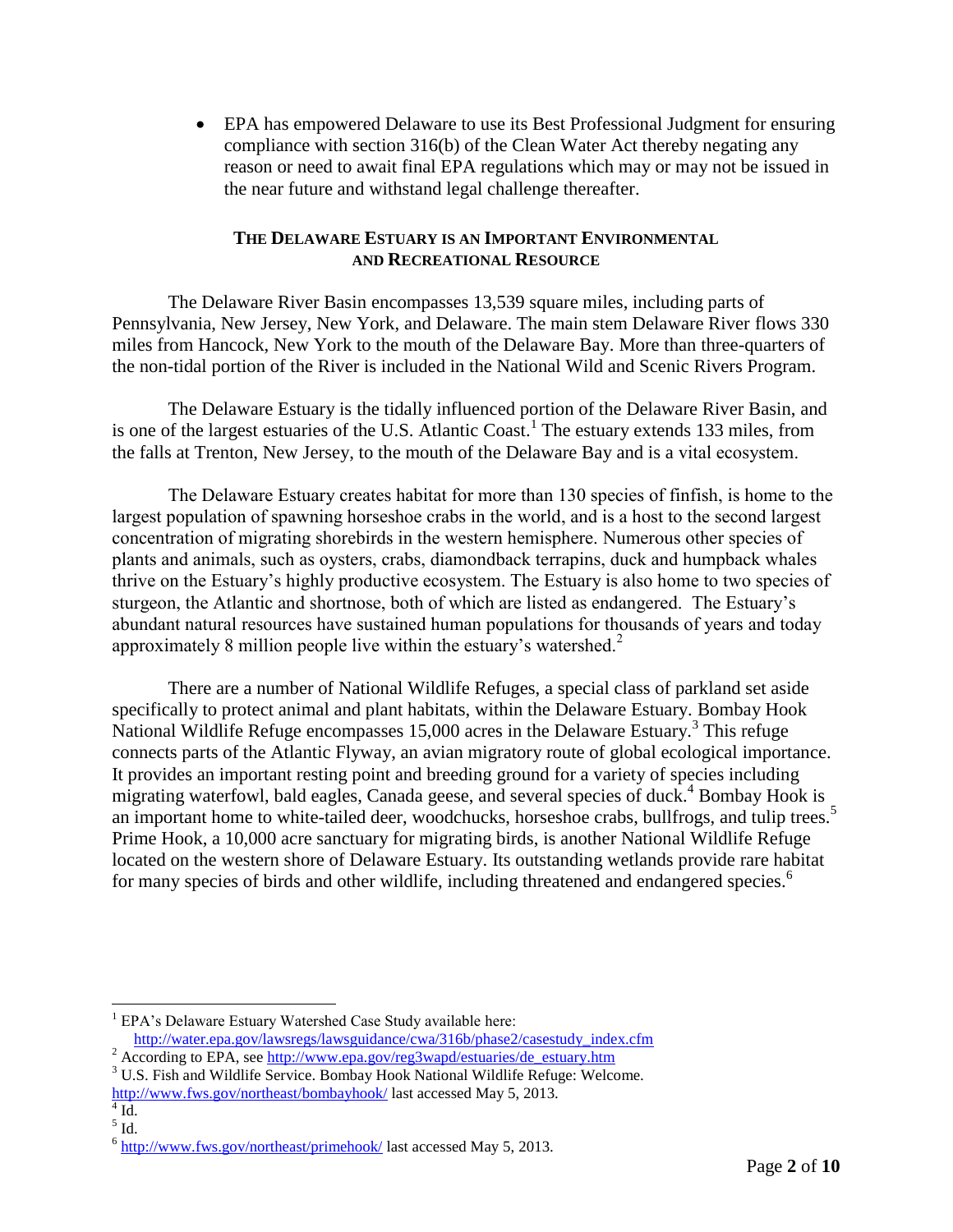- EPA has empowered Delaware to use its Best Professional Judgment for ensuring compliance with section 316(b) of the Clean Water Act thereby negating any reason or need to await final EPA regulations which may or may not be issued in the near future and withstand legal challenge thereafter.

## THE DELAWARE ESTUARY IS AN IMPORTANT ENVIRONMENTAL AND RECREATIONAL RESOURCE

The Delaware River Basin encompasses 13,539 square miles, including parts of Pennsylvania, New Jersey, New York, and Delaware. The main stem Delaware River flows 330 miles from Hancock, New York to the mouth of the Delaware Bay. More than three-quarters of the non-tidal portion of the River is included in the National Wild and Scenic Rivers Program.

The Delaware Estuary is the tidally influenced portion of the Delaware River Basin, and is one of the largest estuaries of the U.S. Atlantic Coast.[1] The estuary extends 133 miles, from the falls at Trenton, New Jersey, to the mouth of the Delaware Bay and is a vital ecosystem.

The Delaware Estuary creates habitat for more than 130 species of finfish, is home to the largest population of spawning horseshoe crabs in the world, and is a host to the second largest concentration of migrating shorebirds in the western hemisphere. Numerous other species of plants and animals, such as oysters, crabs, diamondback terrapins, duck and humpback whales thrive on the Estuary's highly productive ecosystem. The Estuary is also home to two species of sturgeon, the Atlantic and shortnose, both of which are listed as endangered. The Estuary's abundant natural resources have sustained human populations for thousands of years and today approximately 8 million people live within the estuary's watershed.[2]

There are a number of National Wildlife Refuges, a special class of parkland set aside specifically to protect animal and plant habitats, within the Delaware Estuary. Bombay Hook National Wildlife Refuge encompasses 15,000 acres in the Delaware Estuary.[3] This refuge connects parts of the Atlantic Flyway, an avian migratory route of global ecological importance. It provides an important resting point and breeding ground for a variety of species including migrating waterfowl, bald eagles, Canada geese, and several species of duck.[4] Bombay Hook is an important home to white-tailed deer, woodchucks, horseshoe crabs, bullfrogs, and tulip trees.[5] Prime Hook, a 10,000 acre sanctuary for migrating birds, is another National Wildlife Refuge located on the western shore of Delaware Estuary. Its outstanding wetlands provide rare habitat for many species of birds and other wildlife, including threatened and endangered species.[6]

---

[1] EPA's Delaware Estuary Watershed Case Study available here: http://water.epa.gov/lawsregs/lawsguidance/cwa/316b/phase2/casestudy_index.cfm

[2] According to EPA, see http://www.epa.gov/reg3wapd/estuaries/de_estuary.htm

[3] U.S. Fish and Wildlife Service. Bombay Hook National Wildlife Refuge: Welcome. http://www.fws.gov/northeast/bombayhook/ last accessed May 5, 2013.

[4] Id.

[5] Id.

[6] http://www.fws.gov/northeast/primehook/ last accessed May 5, 2013.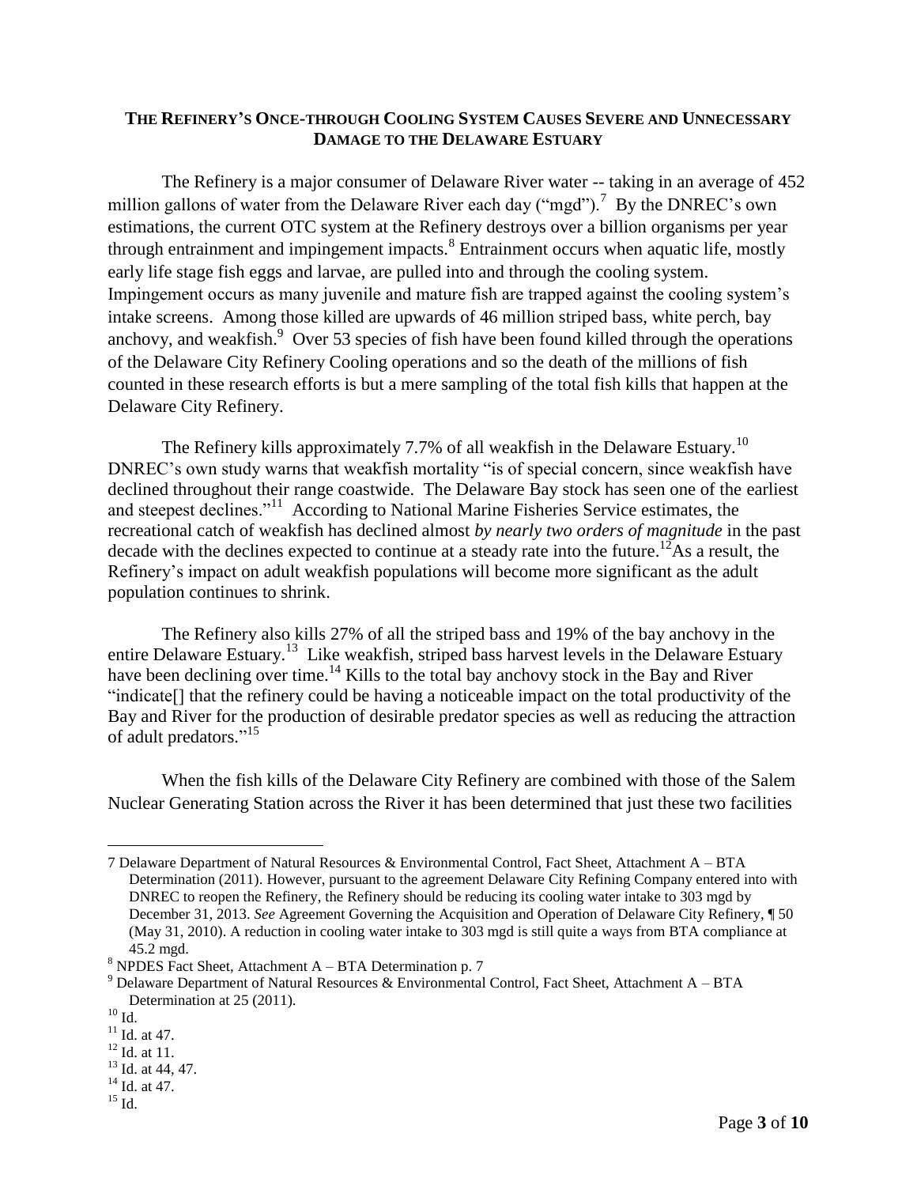**THE REFINERY'S ONCE-THROUGH COOLING SYSTEM CAUSES SEVERE AND UNNECESSARY DAMAGE TO THE DELAWARE ESTUARY**

The Refinery is a major consumer of Delaware River water -- taking in an average of 452 million gallons of water from the Delaware River each day ("mgd").[7] By the DNREC's own estimations, the current OTC system at the Refinery destroys over a billion organisms per year through entrainment and impingement impacts.[8] Entrainment occurs when aquatic life, mostly early life stage fish eggs and larvae, are pulled into and through the cooling system. Impingement occurs as many juvenile and mature fish are trapped against the cooling system's intake screens. Among those killed are upwards of 46 million striped bass, white perch, bay anchovy, and weakfish.[9] Over 53 species of fish have been found killed through the operations of the Delaware City Refinery Cooling operations and so the death of the millions of fish counted in these research efforts is but a mere sampling of the total fish kills that happen at the Delaware City Refinery.

The Refinery kills approximately 7.7% of all weakfish in the Delaware Estuary.[10] DNREC's own study warns that weakfish mortality "is of special concern, since weakfish have declined throughout their range coastwide. The Delaware Bay stock has seen one of the earliest and steepest declines."[11] According to National Marine Fisheries Service estimates, the recreational catch of weakfish has declined almost *by nearly two orders of magnitude* in the past decade with the declines expected to continue at a steady rate into the future.[12]As a result, the Refinery's impact on adult weakfish populations will become more significant as the adult population continues to shrink.

The Refinery also kills 27% of all the striped bass and 19% of the bay anchovy in the entire Delaware Estuary.[13] Like weakfish, striped bass harvest levels in the Delaware Estuary have been declining over time.[14] Kills to the total bay anchovy stock in the Bay and River "indicate[] that the refinery could be having a noticeable impact on the total productivity of the Bay and River for the production of desirable predator species as well as reducing the attraction of adult predators."[15]

When the fish kills of the Delaware City Refinery are combined with those of the Salem Nuclear Generating Station across the River it has been determined that just these two facilities

---

7 Delaware Department of Natural Resources & Environmental Control, Fact Sheet, Attachment A – BTA Determination (2011). However, pursuant to the agreement Delaware City Refining Company entered into with DNREC to reopen the Refinery, the Refinery should be reducing its cooling water intake to 303 mgd by December 31, 2013. *See* Agreement Governing the Acquisition and Operation of Delaware City Refinery, ¶ 50 (May 31, 2010). A reduction in cooling water intake to 303 mgd is still quite a ways from BTA compliance at 45.2 mgd.

8 NPDES Fact Sheet, Attachment A – BTA Determination p. 7

9 Delaware Department of Natural Resources & Environmental Control, Fact Sheet, Attachment A – BTA Determination at 25 (2011).

10 Id.

11 Id. at 47.

12 Id. at 11.

13 Id. at 44, 47.

14 Id. at 47.

15 Id.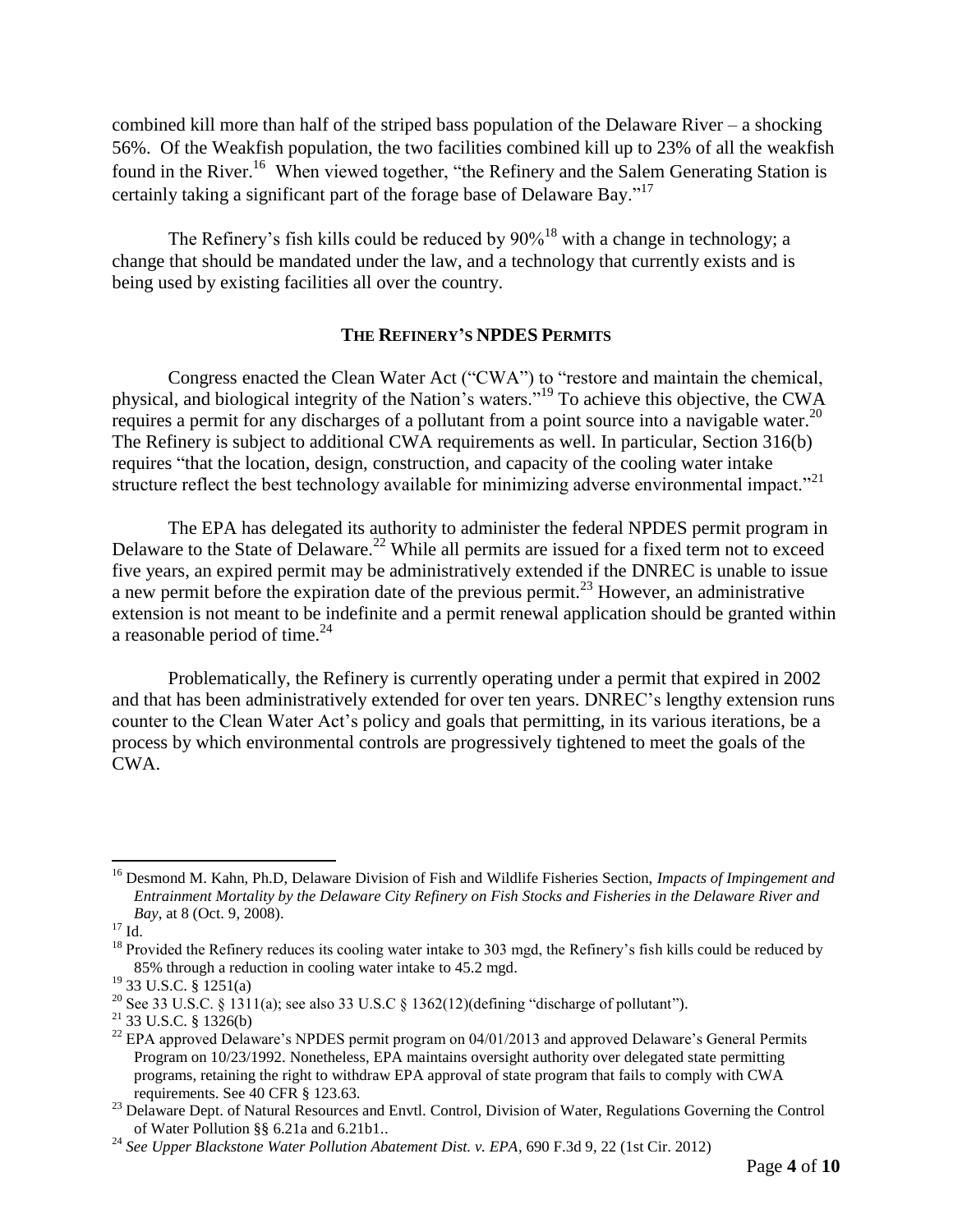combined kill more than half of the striped bass population of the Delaware River – a shocking 56%. Of the Weakfish population, the two facilities combined kill up to 23% of all the weakfish found in the River.[16] When viewed together, "the Refinery and the Salem Generating Station is certainly taking a significant part of the forage base of Delaware Bay."[17]

The Refinery's fish kills could be reduced by 90%[18] with a change in technology; a change that should be mandated under the law, and a technology that currently exists and is being used by existing facilities all over the country.

## **The Refinery's NPDES Permits**

Congress enacted the Clean Water Act ("CWA") to "restore and maintain the chemical, physical, and biological integrity of the Nation's waters."[19] To achieve this objective, the CWA requires a permit for any discharges of a pollutant from a point source into a navigable water.[20] The Refinery is subject to additional CWA requirements as well. In particular, Section 316(b) requires "that the location, design, construction, and capacity of the cooling water intake structure reflect the best technology available for minimizing adverse environmental impact."[21]

The EPA has delegated its authority to administer the federal NPDES permit program in Delaware to the State of Delaware.[22] While all permits are issued for a fixed term not to exceed five years, an expired permit may be administratively extended if the DNREC is unable to issue a new permit before the expiration date of the previous permit.[23] However, an administrative extension is not meant to be indefinite and a permit renewal application should be granted within a reasonable period of time.[24]

Problematically, the Refinery is currently operating under a permit that expired in 2002 and that has been administratively extended for over ten years. DNREC's lengthy extension runs counter to the Clean Water Act's policy and goals that permitting, in its various iterations, be a process by which environmental controls are progressively tightened to meet the goals of the CWA.

---

[16] Desmond M. Kahn, Ph.D, Delaware Division of Fish and Wildlife Fisheries Section, *Impacts of Impingement and Entrainment Mortality by the Delaware City Refinery on Fish Stocks and Fisheries in the Delaware River and Bay*, at 8 (Oct. 9, 2008).

[17] Id.

[18] Provided the Refinery reduces its cooling water intake to 303 mgd, the Refinery's fish kills could be reduced by 85% through a reduction in cooling water intake to 45.2 mgd.

[19] 33 U.S.C. § 1251(a)

[20] See 33 U.S.C. § 1311(a); see also 33 U.S.C § 1362(12)(defining "discharge of pollutant").

[21] 33 U.S.C. § 1326(b)

[22] EPA approved Delaware's NPDES permit program on 04/01/2013 and approved Delaware's General Permits Program on 10/23/1992. Nonetheless, EPA maintains oversight authority over delegated state permitting programs, retaining the right to withdraw EPA approval of state program that fails to comply with CWA requirements. See 40 CFR § 123.63.

[23] Delaware Dept. of Natural Resources and Envtl. Control, Division of Water, Regulations Governing the Control of Water Pollution §§ 6.21a and 6.21b1..

[24] *See Upper Blackstone Water Pollution Abatement Dist. v. EPA*, 690 F.3d 9, 22 (1st Cir. 2012)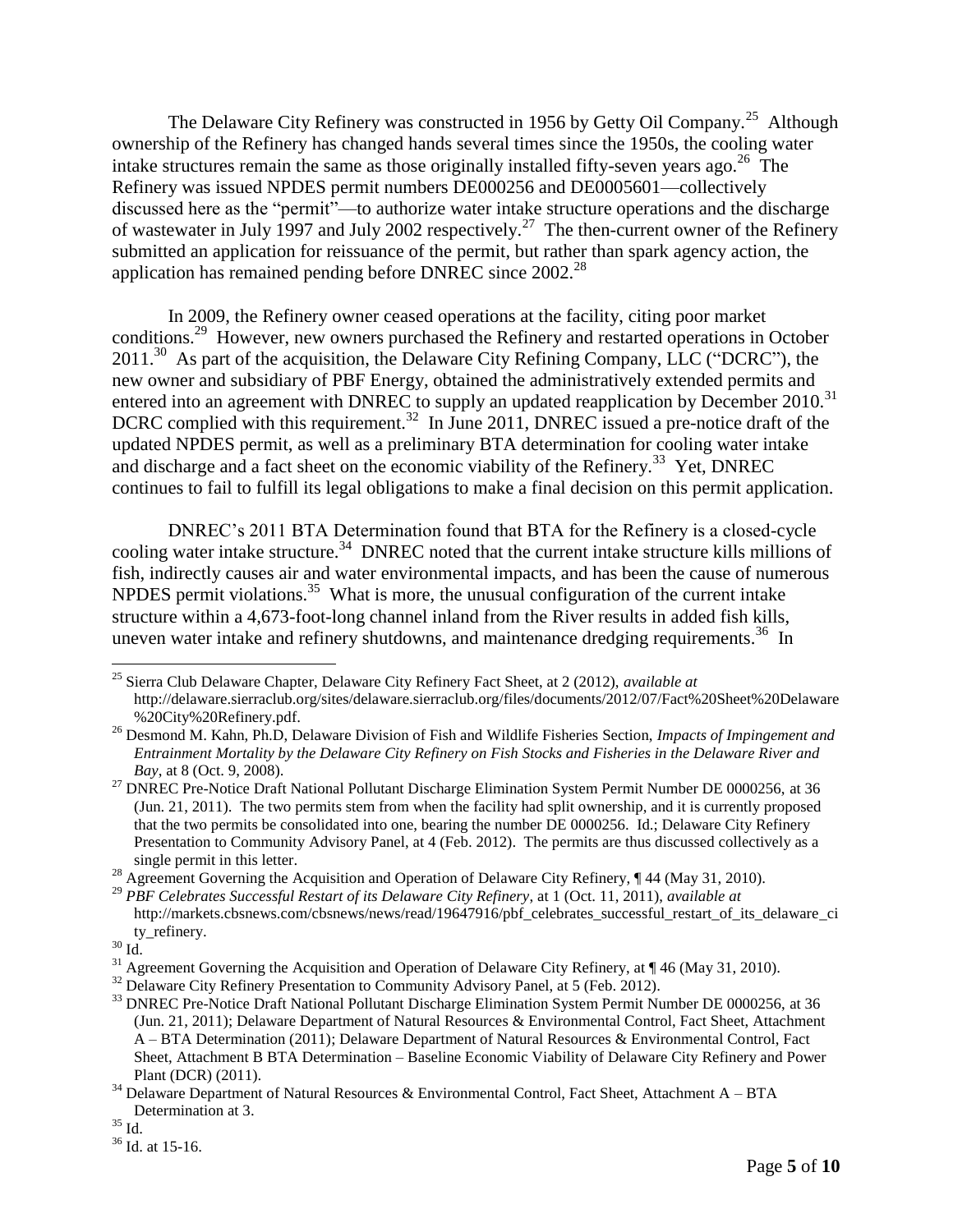The Delaware City Refinery was constructed in 1956 by Getty Oil Company.[25] Although ownership of the Refinery has changed hands several times since the 1950s, the cooling water intake structures remain the same as those originally installed fifty-seven years ago.[26] The Refinery was issued NPDES permit numbers DE000256 and DE0005601—collectively discussed here as the "permit"—to authorize water intake structure operations and the discharge of wastewater in July 1997 and July 2002 respectively.[27] The then-current owner of the Refinery submitted an application for reissuance of the permit, but rather than spark agency action, the application has remained pending before DNREC since 2002.[28]

In 2009, the Refinery owner ceased operations at the facility, citing poor market conditions.[29] However, new owners purchased the Refinery and restarted operations in October 2011.[30] As part of the acquisition, the Delaware City Refining Company, LLC ("DCRC"), the new owner and subsidiary of PBF Energy, obtained the administratively extended permits and entered into an agreement with DNREC to supply an updated reapplication by December 2010.[31] DCRC complied with this requirement.[32] In June 2011, DNREC issued a pre-notice draft of the updated NPDES permit, as well as a preliminary BTA determination for cooling water intake and discharge and a fact sheet on the economic viability of the Refinery.[33] Yet, DNREC continues to fail to fulfill its legal obligations to make a final decision on this permit application.

DNREC's 2011 BTA Determination found that BTA for the Refinery is a closed-cycle cooling water intake structure.[34] DNREC noted that the current intake structure kills millions of fish, indirectly causes air and water environmental impacts, and has been the cause of numerous NPDES permit violations.[35] What is more, the unusual configuration of the current intake structure within a 4,673-foot-long channel inland from the River results in added fish kills, uneven water intake and refinery shutdowns, and maintenance dredging requirements.[36] In

---

[25] Sierra Club Delaware Chapter, Delaware City Refinery Fact Sheet, at 2 (2012), *available at* http://delaware.sierraclub.org/sites/delaware.sierraclub.org/files/documents/2012/07/Fact%20Sheet%20Delaware%20City%20Refinery.pdf.

[26] Desmond M. Kahn, Ph.D, Delaware Division of Fish and Wildlife Fisheries Section, *Impacts of Impingement and Entrainment Mortality by the Delaware City Refinery on Fish Stocks and Fisheries in the Delaware River and Bay*, at 8 (Oct. 9, 2008).

[27] DNREC Pre-Notice Draft National Pollutant Discharge Elimination System Permit Number DE 0000256, at 36 (Jun. 21, 2011). The two permits stem from when the facility had split ownership, and it is currently proposed that the two permits be consolidated into one, bearing the number DE 0000256. Id.; Delaware City Refinery Presentation to Community Advisory Panel, at 4 (Feb. 2012). The permits are thus discussed collectively as a single permit in this letter.

[28] Agreement Governing the Acquisition and Operation of Delaware City Refinery, ¶ 44 (May 31, 2010).

[29] *PBF Celebrates Successful Restart of its Delaware City Refinery*, at 1 (Oct. 11, 2011), *available at* http://markets.cbsnews.com/cbsnews/news/read/19647916/pbf_celebrates_successful_restart_of_its_delaware_city_refinery.

[30] Id.

[31] Agreement Governing the Acquisition and Operation of Delaware City Refinery, at ¶ 46 (May 31, 2010).

[32] Delaware City Refinery Presentation to Community Advisory Panel, at 5 (Feb. 2012).

[33] DNREC Pre-Notice Draft National Pollutant Discharge Elimination System Permit Number DE 0000256, at 36 (Jun. 21, 2011); Delaware Department of Natural Resources & Environmental Control, Fact Sheet, Attachment A – BTA Determination (2011); Delaware Department of Natural Resources & Environmental Control, Fact Sheet, Attachment B BTA Determination – Baseline Economic Viability of Delaware City Refinery and Power Plant (DCR) (2011).

[34] Delaware Department of Natural Resources & Environmental Control, Fact Sheet, Attachment A – BTA Determination at 3.

[35] Id.

[36] Id. at 15-16.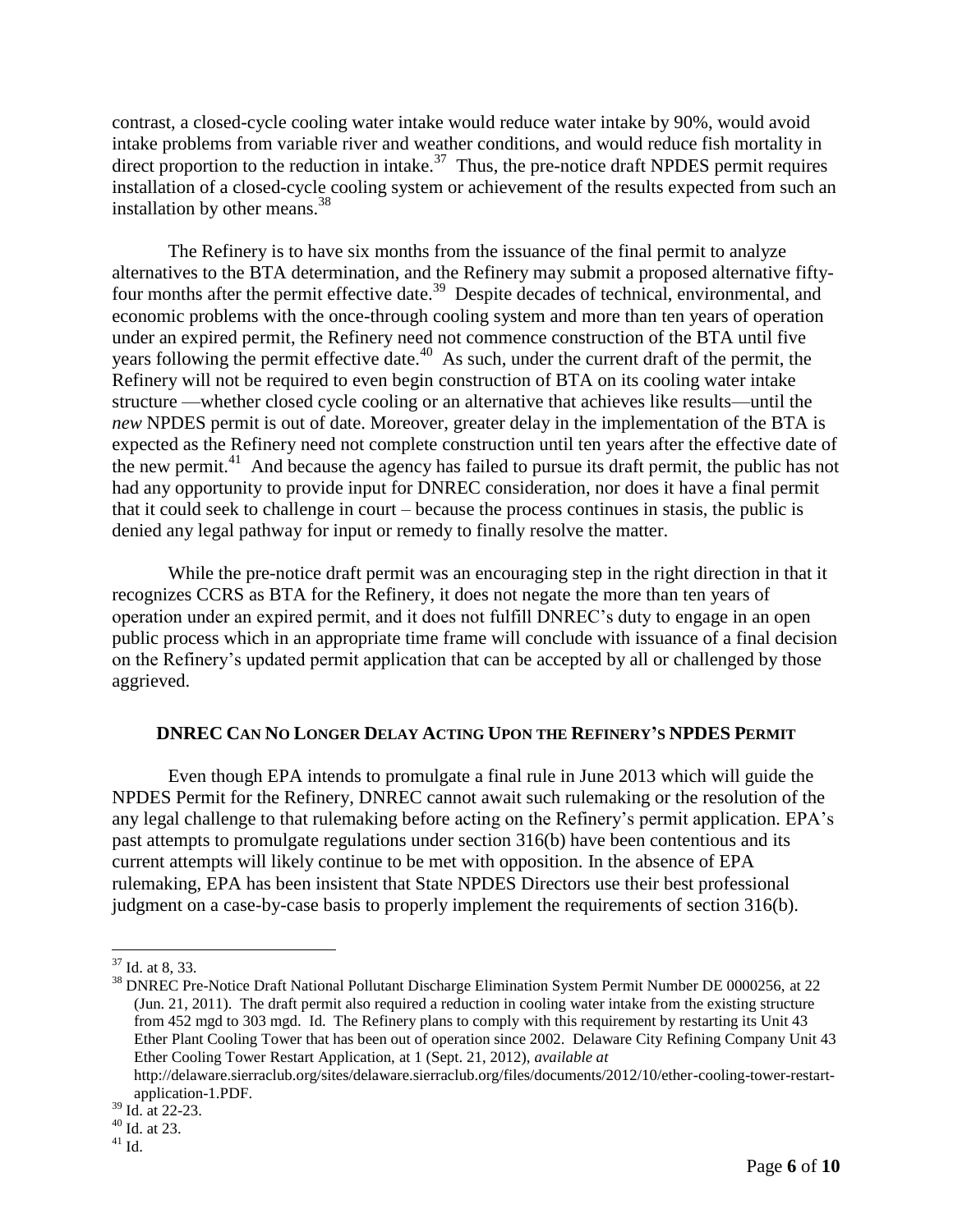contrast, a closed-cycle cooling water intake would reduce water intake by 90%, would avoid intake problems from variable river and weather conditions, and would reduce fish mortality in direct proportion to the reduction in intake.[37] Thus, the pre-notice draft NPDES permit requires installation of a closed-cycle cooling system or achievement of the results expected from such an installation by other means.[38]

The Refinery is to have six months from the issuance of the final permit to analyze alternatives to the BTA determination, and the Refinery may submit a proposed alternative fifty-four months after the permit effective date.[39] Despite decades of technical, environmental, and economic problems with the once-through cooling system and more than ten years of operation under an expired permit, the Refinery need not commence construction of the BTA until five years following the permit effective date.[40] As such, under the current draft of the permit, the Refinery will not be required to even begin construction of BTA on its cooling water intake structure —whether closed cycle cooling or an alternative that achieves like results—until the *new* NPDES permit is out of date. Moreover, greater delay in the implementation of the BTA is expected as the Refinery need not complete construction until ten years after the effective date of the new permit.[41] And because the agency has failed to pursue its draft permit, the public has not had any opportunity to provide input for DNREC consideration, nor does it have a final permit that it could seek to challenge in court – because the process continues in stasis, the public is denied any legal pathway for input or remedy to finally resolve the matter.

While the pre-notice draft permit was an encouraging step in the right direction in that it recognizes CCRS as BTA for the Refinery, it does not negate the more than ten years of operation under an expired permit, and it does not fulfill DNREC's duty to engage in an open public process which in an appropriate time frame will conclude with issuance of a final decision on the Refinery's updated permit application that can be accepted by all or challenged by those aggrieved.

## DNREC Can No Longer Delay Acting Upon the Refinery's NPDES Permit

Even though EPA intends to promulgate a final rule in June 2013 which will guide the NPDES Permit for the Refinery, DNREC cannot await such rulemaking or the resolution of the any legal challenge to that rulemaking before acting on the Refinery's permit application. EPA's past attempts to promulgate regulations under section 316(b) have been contentious and its current attempts will likely continue to be met with opposition. In the absence of EPA rulemaking, EPA has been insistent that State NPDES Directors use their best professional judgment on a case-by-case basis to properly implement the requirements of section 316(b).

---

[37] Id. at 8, 33.

[38] DNREC Pre-Notice Draft National Pollutant Discharge Elimination System Permit Number DE 0000256, at 22 (Jun. 21, 2011). The draft permit also required a reduction in cooling water intake from the existing structure from 452 mgd to 303 mgd. Id. The Refinery plans to comply with this requirement by restarting its Unit 43 Ether Plant Cooling Tower that has been out of operation since 2002. Delaware City Refining Company Unit 43 Ether Cooling Tower Restart Application, at 1 (Sept. 21, 2012), *available at* http://delaware.sierraclub.org/sites/delaware.sierraclub.org/files/documents/2012/10/ether-cooling-tower-restart-application-1.PDF.

[39] Id. at 22-23.

[40] Id. at 23.

[41] Id.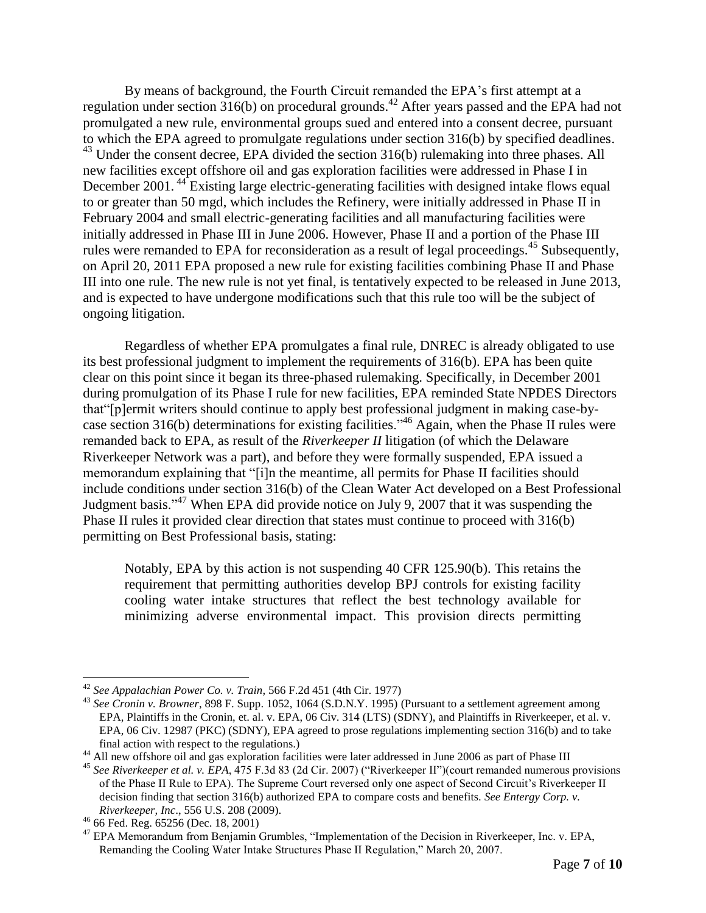By means of background, the Fourth Circuit remanded the EPA's first attempt at a regulation under section 316(b) on procedural grounds.[42] After years passed and the EPA had not promulgated a new rule, environmental groups sued and entered into a consent decree, pursuant to which the EPA agreed to promulgate regulations under section 316(b) by specified deadlines.[43] Under the consent decree, EPA divided the section 316(b) rulemaking into three phases. All new facilities except offshore oil and gas exploration facilities were addressed in Phase I in December 2001.[44] Existing large electric-generating facilities with designed intake flows equal to or greater than 50 mgd, which includes the Refinery, were initially addressed in Phase II in February 2004 and small electric-generating facilities and all manufacturing facilities were initially addressed in Phase III in June 2006. However, Phase II and a portion of the Phase III rules were remanded to EPA for reconsideration as a result of legal proceedings.[45] Subsequently, on April 20, 2011 EPA proposed a new rule for existing facilities combining Phase II and Phase III into one rule. The new rule is not yet final, is tentatively expected to be released in June 2013, and is expected to have undergone modifications such that this rule too will be the subject of ongoing litigation.

Regardless of whether EPA promulgates a final rule, DNREC is already obligated to use its best professional judgment to implement the requirements of 316(b). EPA has been quite clear on this point since it began its three-phased rulemaking. Specifically, in December 2001 during promulgation of its Phase I rule for new facilities, EPA reminded State NPDES Directors that"[p]ermit writers should continue to apply best professional judgment in making case-by-case section 316(b) determinations for existing facilities."[46] Again, when the Phase II rules were remanded back to EPA, as result of the *Riverkeeper II* litigation (of which the Delaware Riverkeeper Network was a part), and before they were formally suspended, EPA issued a memorandum explaining that "[i]n the meantime, all permits for Phase II facilities should include conditions under section 316(b) of the Clean Water Act developed on a Best Professional Judgment basis."[47] When EPA did provide notice on July 9, 2007 that it was suspending the Phase II rules it provided clear direction that states must continue to proceed with 316(b) permitting on Best Professional basis, stating:

> Notably, EPA by this action is not suspending 40 CFR 125.90(b). This retains the requirement that permitting authorities develop BPJ controls for existing facility cooling water intake structures that reflect the best technology available for minimizing adverse environmental impact. This provision directs permitting

---

[42] *See Appalachian Power Co. v. Train*, 566 F.2d 451 (4th Cir. 1977)

[43] *See Cronin v. Browner*, 898 F. Supp. 1052, 1064 (S.D.N.Y. 1995) (Pursuant to a settlement agreement among EPA, Plaintiffs in the Cronin, et. al. v. EPA, 06 Civ. 314 (LTS) (SDNY), and Plaintiffs in Riverkeeper, et al. v. EPA, 06 Civ. 12987 (PKC) (SDNY), EPA agreed to prose regulations implementing section 316(b) and to take final action with respect to the regulations.)

[44] All new offshore oil and gas exploration facilities were later addressed in June 2006 as part of Phase III

[45] *See Riverkeeper et al. v. EPA*, 475 F.3d 83 (2d Cir. 2007) ("Riverkeeper II")(court remanded numerous provisions of the Phase II Rule to EPA). The Supreme Court reversed only one aspect of Second Circuit's Riverkeeper II decision finding that section 316(b) authorized EPA to compare costs and benefits. *See Entergy Corp. v. Riverkeeper, Inc*., 556 U.S. 208 (2009).

[46] 66 Fed. Reg. 65256 (Dec. 18, 2001)

[47] EPA Memorandum from Benjamin Grumbles, "Implementation of the Decision in Riverkeeper, Inc. v. EPA, Remanding the Cooling Water Intake Structures Phase II Regulation," March 20, 2007.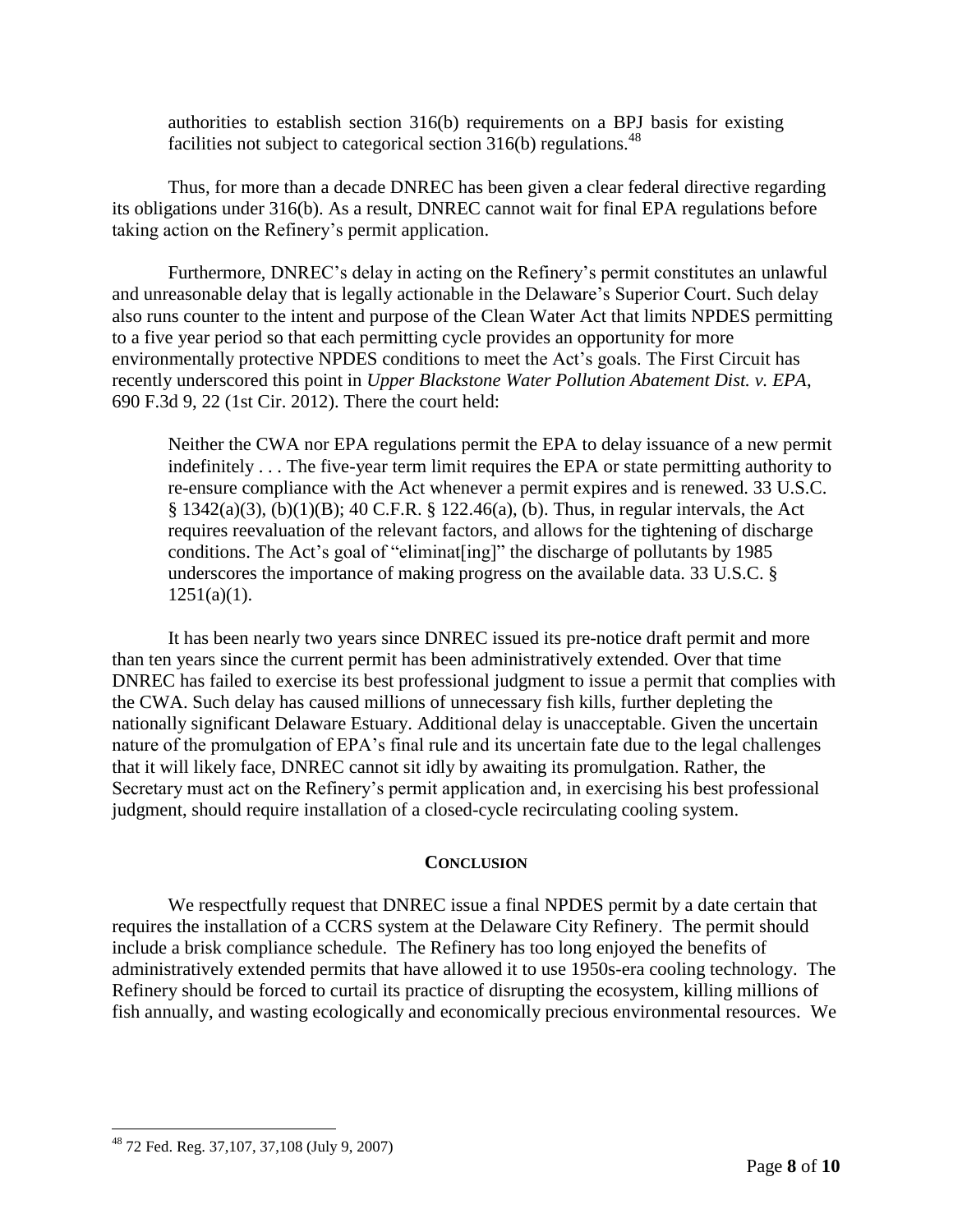> authorities to establish section 316(b) requirements on a BPJ basis for existing facilities not subject to categorical section 316(b) regulations.[48]

Thus, for more than a decade DNREC has been given a clear federal directive regarding its obligations under 316(b). As a result, DNREC cannot wait for final EPA regulations before taking action on the Refinery's permit application.

Furthermore, DNREC's delay in acting on the Refinery's permit constitutes an unlawful and unreasonable delay that is legally actionable in the Delaware's Superior Court. Such delay also runs counter to the intent and purpose of the Clean Water Act that limits NPDES permitting to a five year period so that each permitting cycle provides an opportunity for more environmentally protective NPDES conditions to meet the Act's goals. The First Circuit has recently underscored this point in *Upper Blackstone Water Pollution Abatement Dist. v. EPA*, 690 F.3d 9, 22 (1st Cir. 2012). There the court held:

> Neither the CWA nor EPA regulations permit the EPA to delay issuance of a new permit indefinitely . . . The five-year term limit requires the EPA or state permitting authority to re-ensure compliance with the Act whenever a permit expires and is renewed. 33 U.S.C. § 1342(a)(3), (b)(1)(B); 40 C.F.R. § 122.46(a), (b). Thus, in regular intervals, the Act requires reevaluation of the relevant factors, and allows for the tightening of discharge conditions. The Act's goal of "eliminat[ing]" the discharge of pollutants by 1985 underscores the importance of making progress on the available data. 33 U.S.C. § 1251(a)(1).

It has been nearly two years since DNREC issued its pre-notice draft permit and more than ten years since the current permit has been administratively extended. Over that time DNREC has failed to exercise its best professional judgment to issue a permit that complies with the CWA. Such delay has caused millions of unnecessary fish kills, further depleting the nationally significant Delaware Estuary. Additional delay is unacceptable. Given the uncertain nature of the promulgation of EPA's final rule and its uncertain fate due to the legal challenges that it will likely face, DNREC cannot sit idly by awaiting its promulgation. Rather, the Secretary must act on the Refinery's permit application and, in exercising his best professional judgment, should require installation of a closed-cycle recirculating cooling system.

## CONCLUSION

We respectfully request that DNREC issue a final NPDES permit by a date certain that requires the installation of a CCRS system at the Delaware City Refinery. The permit should include a brisk compliance schedule. The Refinery has too long enjoyed the benefits of administratively extended permits that have allowed it to use 1950s-era cooling technology. The Refinery should be forced to curtail its practice of disrupting the ecosystem, killing millions of fish annually, and wasting ecologically and economically precious environmental resources. We

---

[48] 72 Fed. Reg. 37,107, 37,108 (July 9, 2007)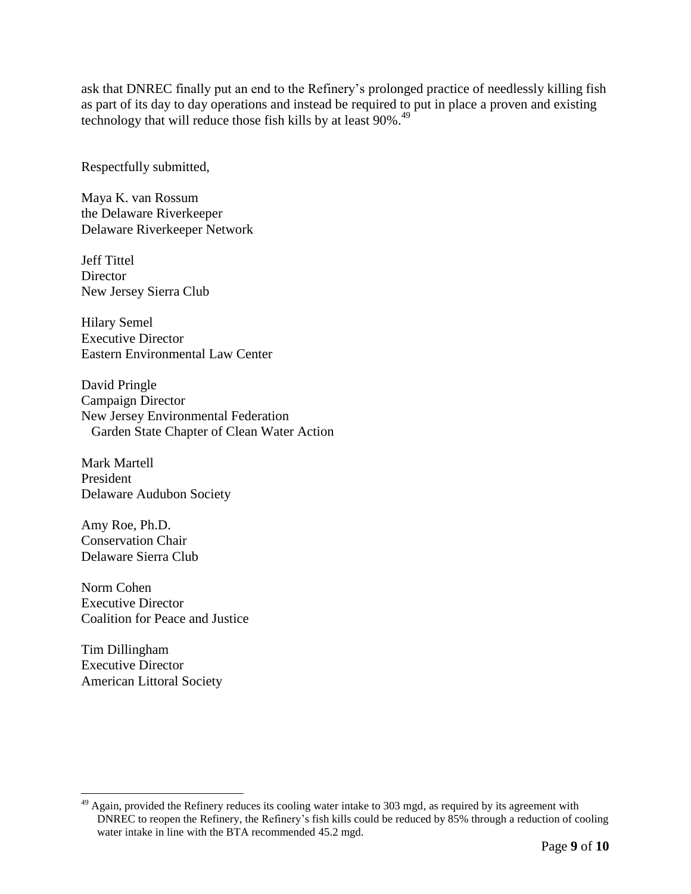ask that DNREC finally put an end to the Refinery's prolonged practice of needlessly killing fish as part of its day to day operations and instead be required to put in place a proven and existing technology that will reduce those fish kills by at least 90%.[49]

Respectfully submitted,

Maya K. van Rossum
the Delaware Riverkeeper
Delaware Riverkeeper Network

Jeff Tittel
Director
New Jersey Sierra Club

Hilary Semel
Executive Director
Eastern Environmental Law Center

David Pringle
Campaign Director
New Jersey Environmental Federation
Garden State Chapter of Clean Water Action

Mark Martell
President
Delaware Audubon Society

Amy Roe, Ph.D.
Conservation Chair
Delaware Sierra Club

Norm Cohen
Executive Director
Coalition for Peace and Justice

Tim Dillingham
Executive Director
American Littoral Society

---

[49] Again, provided the Refinery reduces its cooling water intake to 303 mgd, as required by its agreement with DNREC to reopen the Refinery, the Refinery's fish kills could be reduced by 85% through a reduction of cooling water intake in line with the BTA recommended 45.2 mgd.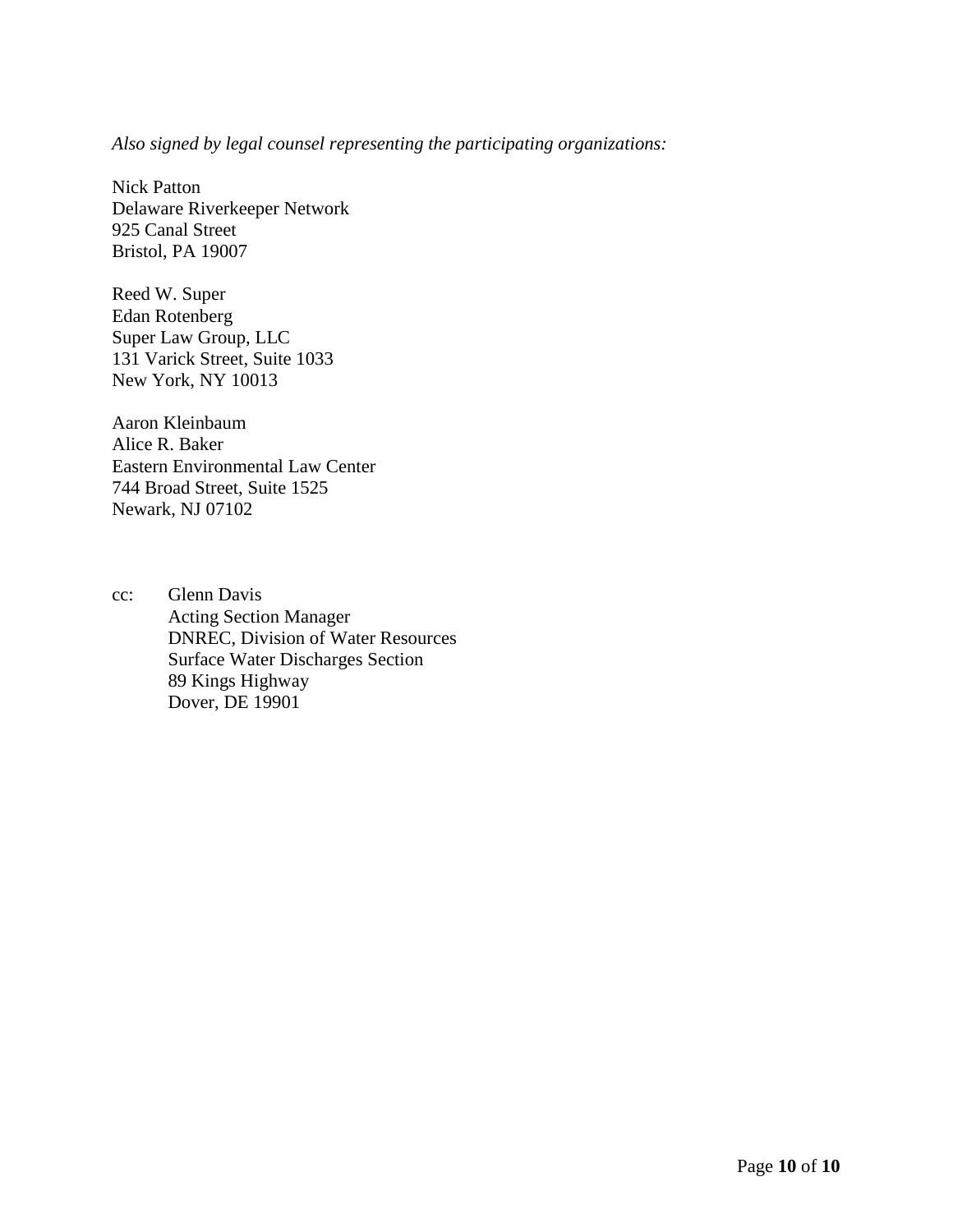*Also signed by legal counsel representing the participating organizations:*

Nick Patton
Delaware Riverkeeper Network
925 Canal Street
Bristol, PA 19007

Reed W. Super
Edan Rotenberg
Super Law Group, LLC
131 Varick Street, Suite 1033
New York, NY 10013

Aaron Kleinbaum
Alice R. Baker
Eastern Environmental Law Center
744 Broad Street, Suite 1525
Newark, NJ 07102

cc: Glenn Davis
Acting Section Manager
DNREC, Division of Water Resources
Surface Water Discharges Section
89 Kings Highway
Dover, DE 19901